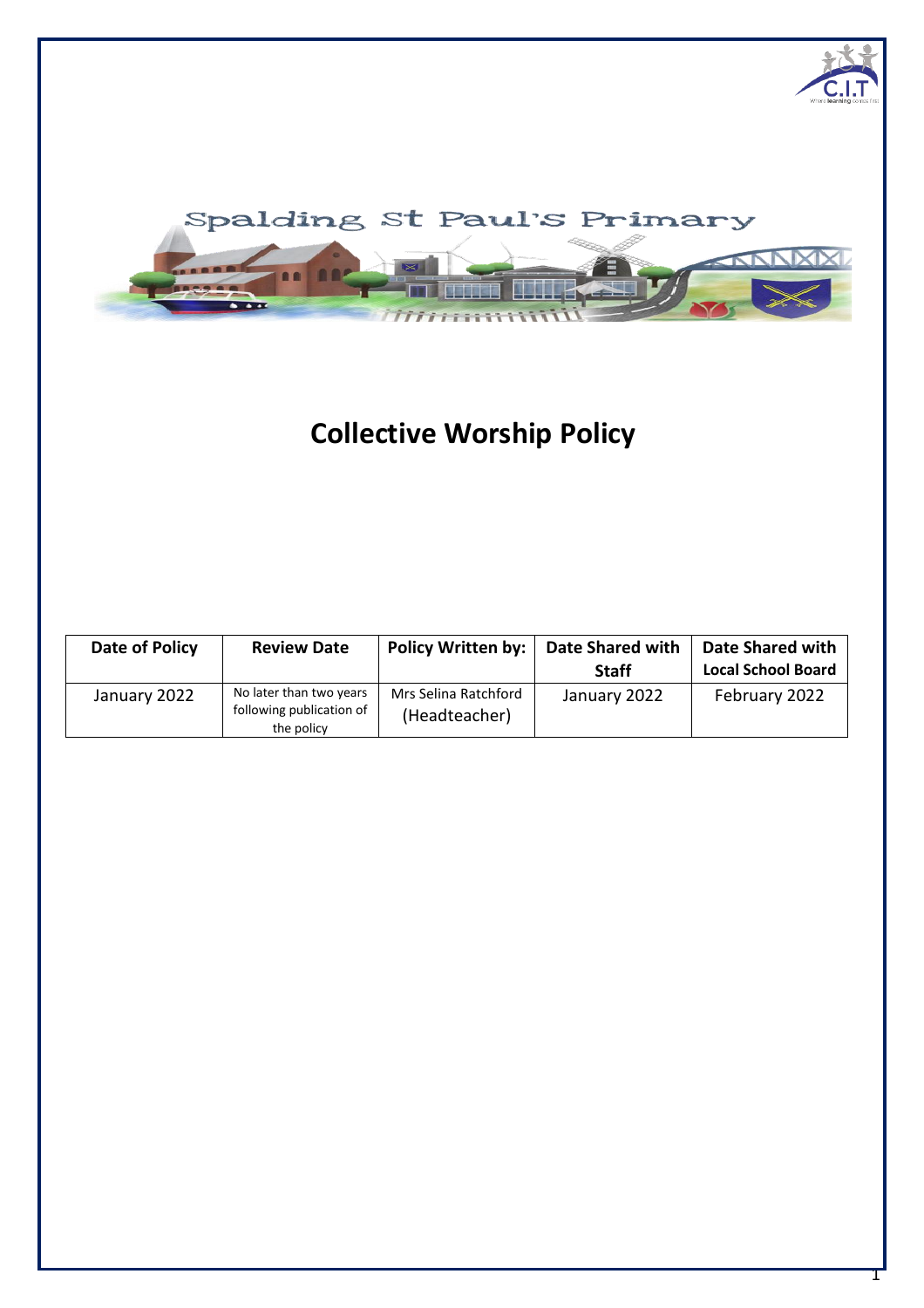Spalding St Paul's Primary

# Collective Worship Policy

| Date of Policy | Review Date | Policy Written by: | Date Shared with Staff | Date Shared with Local School Board |
|---|---|---|---|---|
| January 2022 | No later than two years following publication of the policy | Mrs Selina Ratchford (Headteacher) | January 2022 | February 2022 |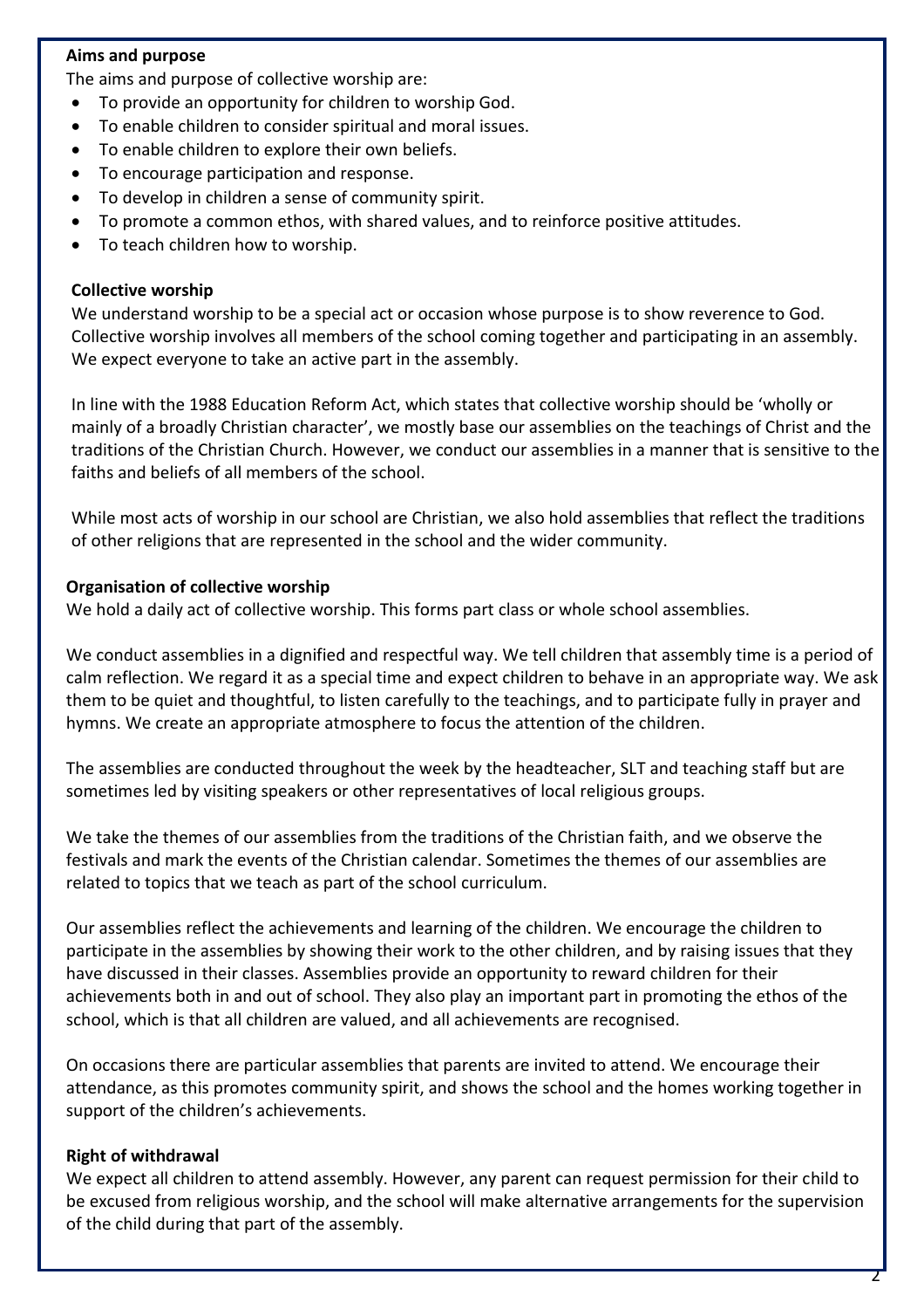**Aims and purpose**

The aims and purpose of collective worship are:

- To provide an opportunity for children to worship God.
- To enable children to consider spiritual and moral issues.
- To enable children to explore their own beliefs.
- To encourage participation and response.
- To develop in children a sense of community spirit.
- To promote a common ethos, with shared values, and to reinforce positive attitudes.
- To teach children how to worship.

**Collective worship**

We understand worship to be a special act or occasion whose purpose is to show reverence to God. Collective worship involves all members of the school coming together and participating in an assembly. We expect everyone to take an active part in the assembly.

In line with the 1988 Education Reform Act, which states that collective worship should be 'wholly or mainly of a broadly Christian character', we mostly base our assemblies on the teachings of Christ and the traditions of the Christian Church. However, we conduct our assemblies in a manner that is sensitive to the faiths and beliefs of all members of the school.

While most acts of worship in our school are Christian, we also hold assemblies that reflect the traditions of other religions that are represented in the school and the wider community.

**Organisation of collective worship**

We hold a daily act of collective worship. This forms part class or whole school assemblies.

We conduct assemblies in a dignified and respectful way. We tell children that assembly time is a period of calm reflection. We regard it as a special time and expect children to behave in an appropriate way. We ask them to be quiet and thoughtful, to listen carefully to the teachings, and to participate fully in prayer and hymns. We create an appropriate atmosphere to focus the attention of the children.

The assemblies are conducted throughout the week by the headteacher, SLT and teaching staff but are sometimes led by visiting speakers or other representatives of local religious groups.

We take the themes of our assemblies from the traditions of the Christian faith, and we observe the festivals and mark the events of the Christian calendar. Sometimes the themes of our assemblies are related to topics that we teach as part of the school curriculum.

Our assemblies reflect the achievements and learning of the children. We encourage the children to participate in the assemblies by showing their work to the other children, and by raising issues that they have discussed in their classes. Assemblies provide an opportunity to reward children for their achievements both in and out of school. They also play an important part in promoting the ethos of the school, which is that all children are valued, and all achievements are recognised.

On occasions there are particular assemblies that parents are invited to attend. We encourage their attendance, as this promotes community spirit, and shows the school and the homes working together in support of the children's achievements.

**Right of withdrawal**

We expect all children to attend assembly. However, any parent can request permission for their child to be excused from religious worship, and the school will make alternative arrangements for the supervision of the child during that part of the assembly.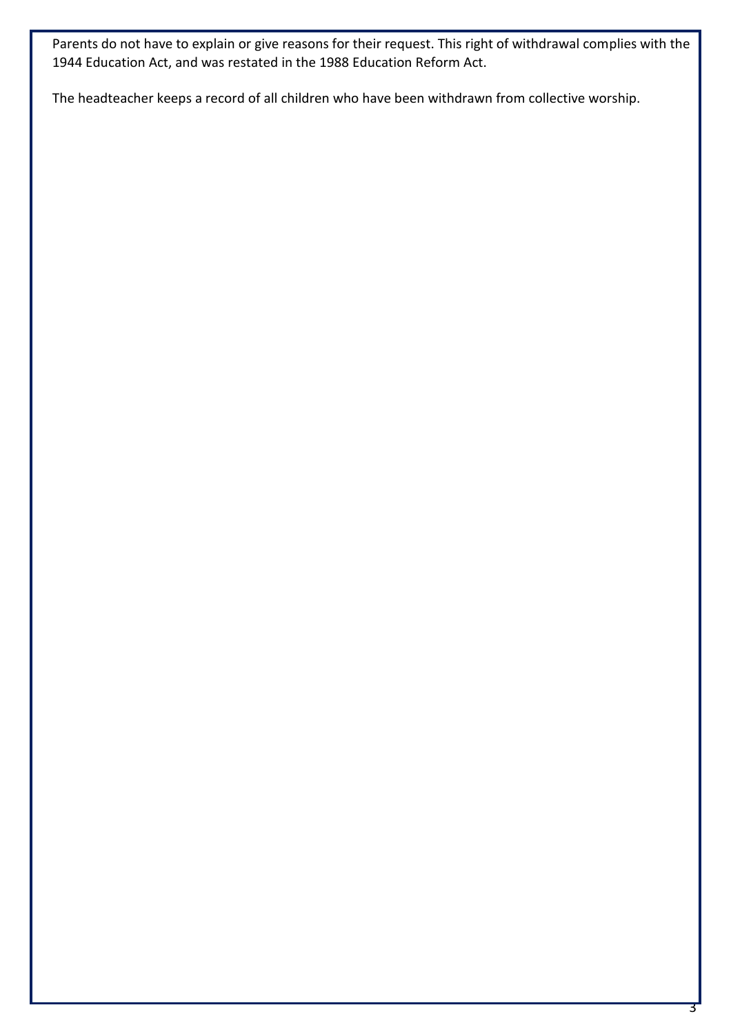Parents do not have to explain or give reasons for their request. This right of withdrawal complies with the 1944 Education Act, and was restated in the 1988 Education Reform Act.

The headteacher keeps a record of all children who have been withdrawn from collective worship.